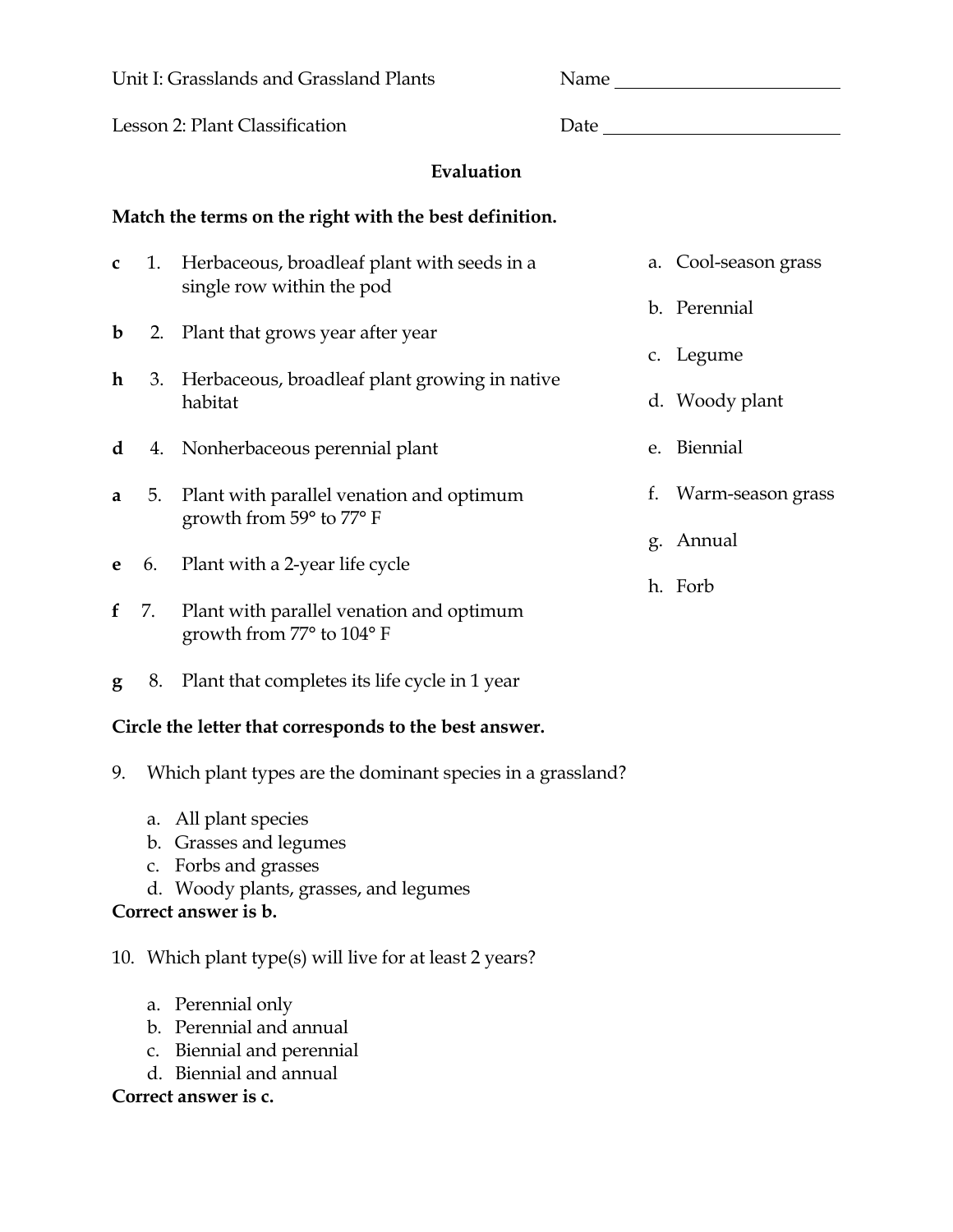Unit I: Grasslands and Grassland Plants

Name ________________________

Lesson 2: Plant Classification

Date ________________________

## Evaluation

**Match the terms on the right with the best definition.**

**c** 1. Herbaceous, broadleaf plant with seeds in a single row within the pod

**b** 2. Plant that grows year after year

**h** 3. Herbaceous, broadleaf plant growing in native habitat

**d** 4. Nonherbaceous perennial plant

**a** 5. Plant with parallel venation and optimum growth from 59° to 77° F

**e** 6. Plant with a 2-year life cycle

**f** 7. Plant with parallel venation and optimum growth from 77° to 104° F

**g** 8. Plant that completes its life cycle in 1 year

a. Cool-season grass

b. Perennial

c. Legume

d. Woody plant

e. Biennial

f. Warm-season grass

g. Annual

h. Forb

**Circle the letter that corresponds to the best answer.**

9. Which plant types are the dominant species in a grassland?

   a. All plant species
   b. Grasses and legumes
   c. Forbs and grasses
   d. Woody plants, grasses, and legumes

**Correct answer is b.**

10. Which plant type(s) will live for at least 2 years?

   a. Perennial only
   b. Perennial and annual
   c. Biennial and perennial
   d. Biennial and annual

**Correct answer is c.**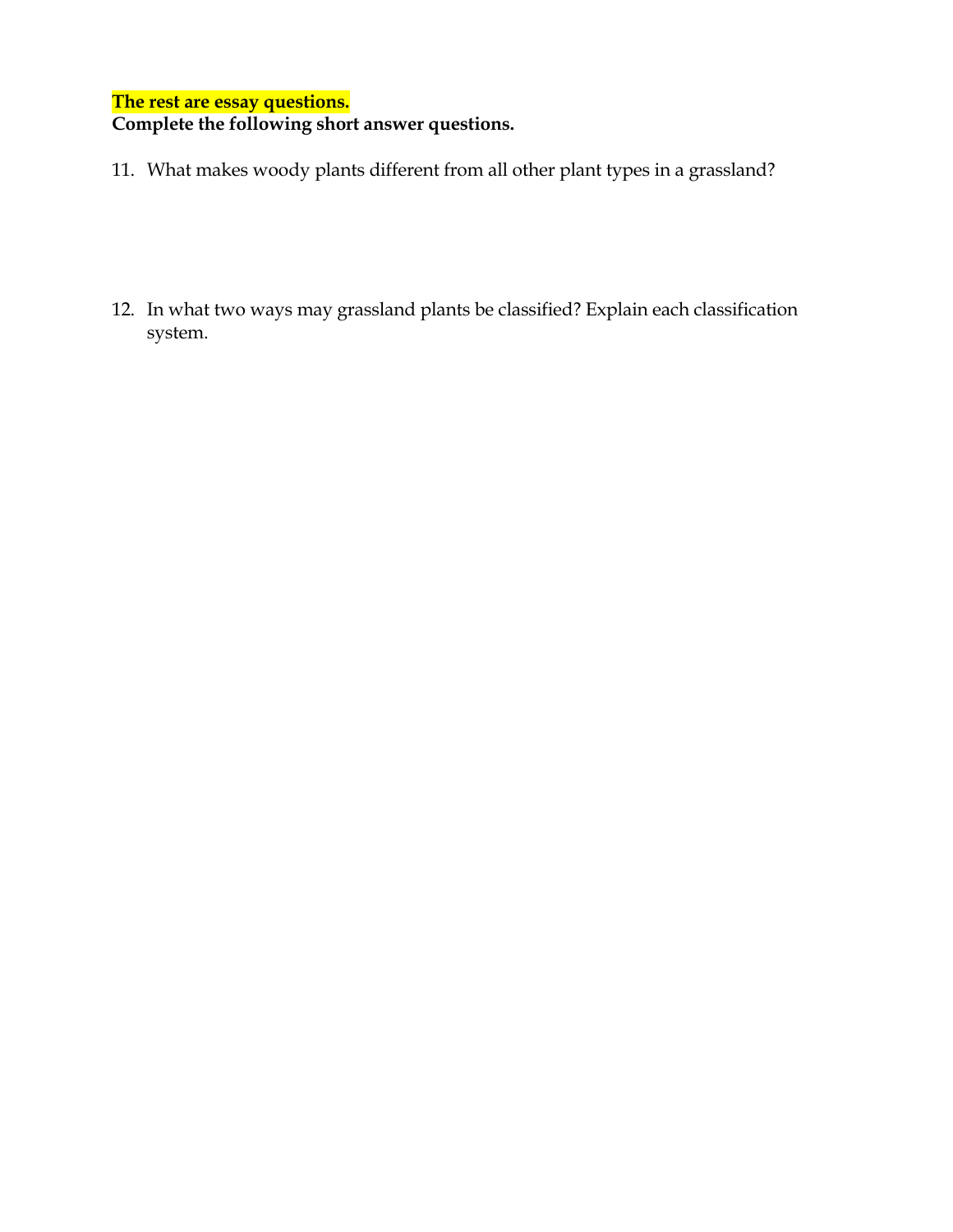**The rest are essay questions.**
**Complete the following short answer questions.**

11. What makes woody plants different from all other plant types in a grassland?

12. In what two ways may grassland plants be classified? Explain each classification system.